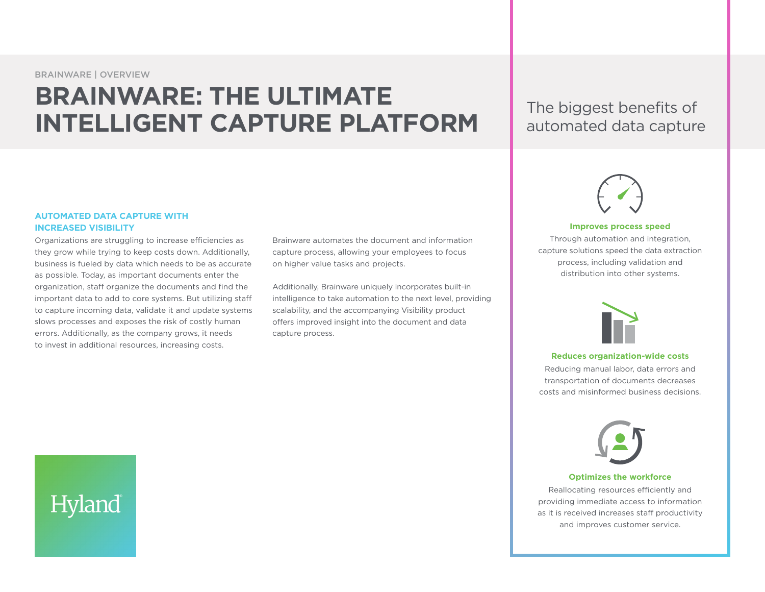BRAINWARE | OVERVIEW

# BRAINWARE: THE ULTIMATE INTELLIGENT CAPTURE PLATFORM

### AUTOMATED DATA CAPTURE WITH INCREASED VISIBILITY

Organizations are struggling to increase efficiencies as they grow while trying to keep costs down. Additionally, business is fueled by data which needs to be as accurate as possible. Today, as important documents enter the organization, staff organize the documents and find the important data to add to core systems. But utilizing staff to capture incoming data, validate it and update systems slows processes and exposes the risk of costly human errors. Additionally, as the company grows, it needs to invest in additional resources, increasing costs.

Brainware automates the document and information capture process, allowing your employees to focus on higher value tasks and projects.

Additionally, Brainware uniquely incorporates built-in intelligence to take automation to the next level, providing scalability, and the accompanying Visibility product offers improved insight into the document and data capture process.

Hyland®

## The biggest benefits of automated data capture

**Improves process speed**

Through automation and integration, capture solutions speed the data extraction process, including validation and distribution into other systems.

**Reduces organization-wide costs**

Reducing manual labor, data errors and transportation of documents decreases costs and misinformed business decisions.

**Optimizes the workforce**

Reallocating resources efficiently and providing immediate access to information as it is received increases staff productivity and improves customer service.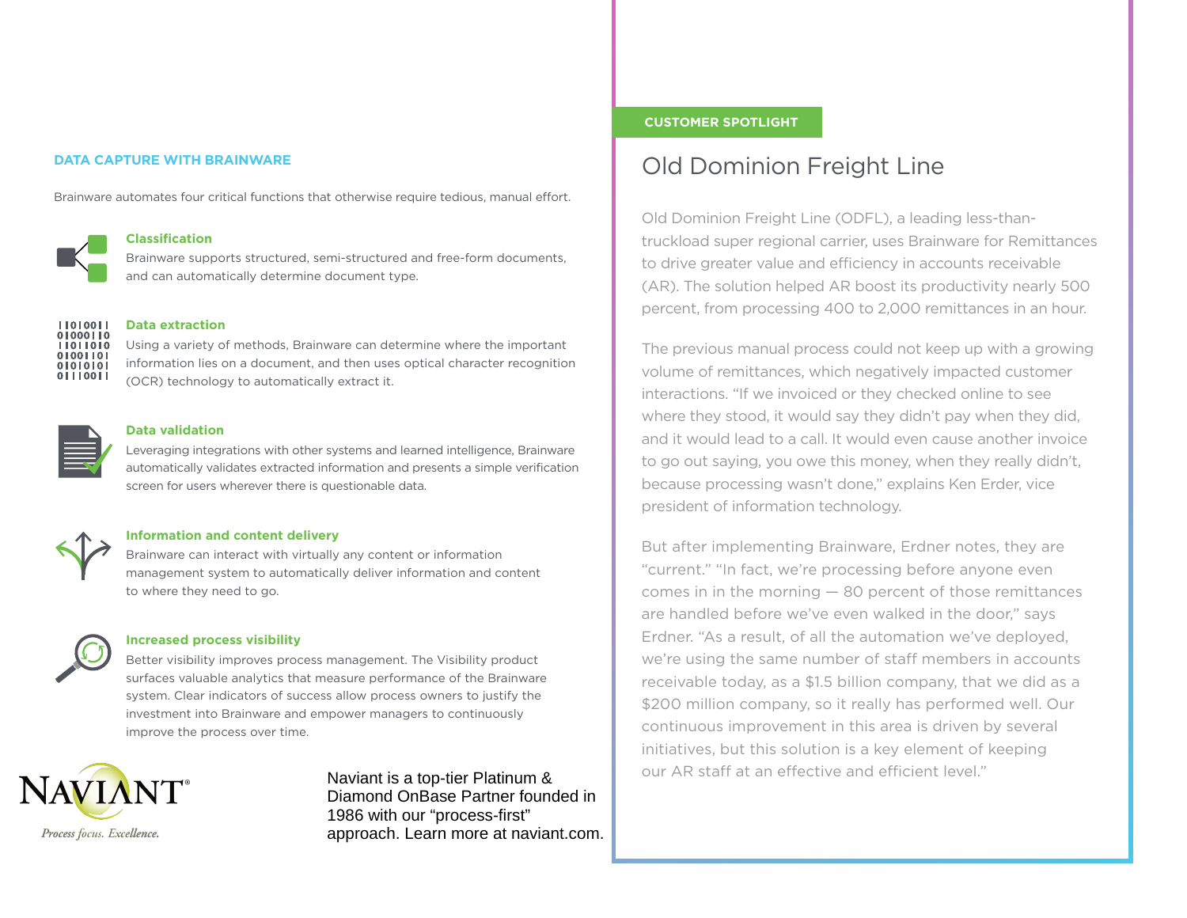## DATA CAPTURE WITH BRAINWARE

Brainware automates four critical functions that otherwise require tedious, manual effort.

### Classification

Brainware supports structured, semi-structured and free-form documents, and can automatically determine document type.

### Data extraction

Using a variety of methods, Brainware can determine where the important information lies on a document, and then uses optical character recognition (OCR) technology to automatically extract it.

### Data validation

Leveraging integrations with other systems and learned intelligence, Brainware automatically validates extracted information and presents a simple verification screen for users wherever there is questionable data.

### Information and content delivery

Brainware can interact with virtually any content or information management system to automatically deliver information and content to where they need to go.

### Increased process visibility

Better visibility improves process management. The Visibility product surfaces valuable analytics that measure performance of the Brainware system. Clear indicators of success allow process owners to justify the investment into Brainware and empower managers to continuously improve the process over time.

NAVIANT®

*Process focus. Excellence.*

Naviant is a top-tier Platinum & Diamond OnBase Partner founded in 1986 with our "process-first" approach. Learn more at naviant.com.

**CUSTOMER SPOTLIGHT**

## Old Dominion Freight Line

Old Dominion Freight Line (ODFL), a leading less-than-truckload super regional carrier, uses Brainware for Remittances to drive greater value and efficiency in accounts receivable (AR). The solution helped AR boost its productivity nearly 500 percent, from processing 400 to 2,000 remittances in an hour.

The previous manual process could not keep up with a growing volume of remittances, which negatively impacted customer interactions. "If we invoiced or they checked online to see where they stood, it would say they didn't pay when they did, and it would lead to a call. It would even cause another invoice to go out saying, you owe this money, when they really didn't, because processing wasn't done," explains Ken Erder, vice president of information technology.

But after implementing Brainware, Erdner notes, they are "current." "In fact, we're processing before anyone even comes in in the morning — 80 percent of those remittances are handled before we've even walked in the door," says Erdner. "As a result, of all the automation we've deployed, we're using the same number of staff members in accounts receivable today, as a $1.5 billion company, that we did as a $200 million company, so it really has performed well. Our continuous improvement in this area is driven by several initiatives, but this solution is a key element of keeping our AR staff at an effective and efficient level."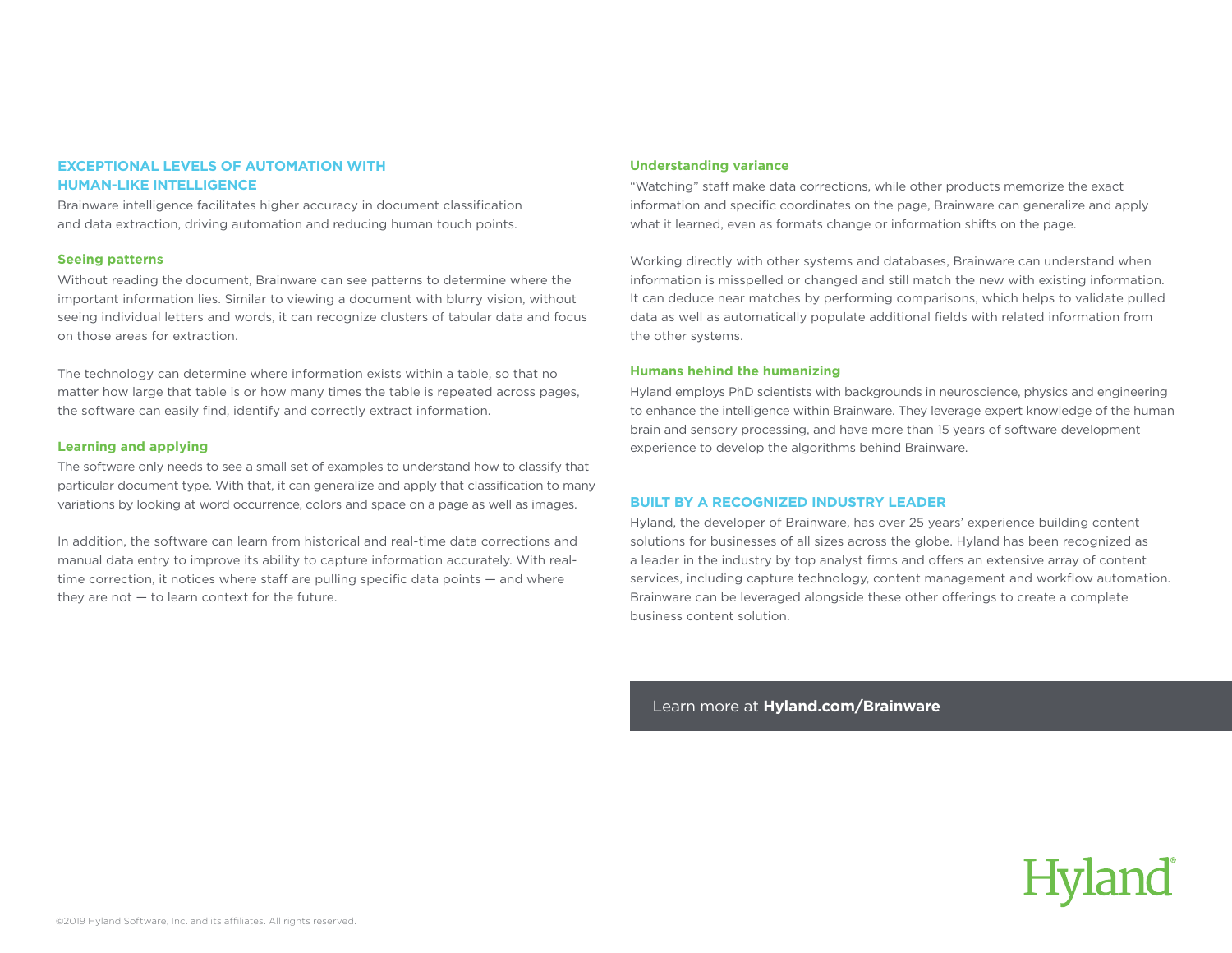## EXCEPTIONAL LEVELS OF AUTOMATION WITH HUMAN-LIKE INTELLIGENCE

Brainware intelligence facilitates higher accuracy in document classification and data extraction, driving automation and reducing human touch points.

### Seeing patterns

Without reading the document, Brainware can see patterns to determine where the important information lies. Similar to viewing a document with blurry vision, without seeing individual letters and words, it can recognize clusters of tabular data and focus on those areas for extraction.

The technology can determine where information exists within a table, so that no matter how large that table is or how many times the table is repeated across pages, the software can easily find, identify and correctly extract information.

### Learning and applying

The software only needs to see a small set of examples to understand how to classify that particular document type. With that, it can generalize and apply that classification to many variations by looking at word occurrence, colors and space on a page as well as images.

In addition, the software can learn from historical and real-time data corrections and manual data entry to improve its ability to capture information accurately. With real-time correction, it notices where staff are pulling specific data points — and where they are not — to learn context for the future.

### Understanding variance

"Watching" staff make data corrections, while other products memorize the exact information and specific coordinates on the page, Brainware can generalize and apply what it learned, even as formats change or information shifts on the page.

Working directly with other systems and databases, Brainware can understand when information is misspelled or changed and still match the new with existing information. It can deduce near matches by performing comparisons, which helps to validate pulled data as well as automatically populate additional fields with related information from the other systems.

### Humans hehind the humanizing

Hyland employs PhD scientists with backgrounds in neuroscience, physics and engineering to enhance the intelligence within Brainware. They leverage expert knowledge of the human brain and sensory processing, and have more than 15 years of software development experience to develop the algorithms behind Brainware.

## BUILT BY A RECOGNIZED INDUSTRY LEADER

Hyland, the developer of Brainware, has over 25 years' experience building content solutions for businesses of all sizes across the globe. Hyland has been recognized as a leader in the industry by top analyst firms and offers an extensive array of content services, including capture technology, content management and workflow automation. Brainware can be leveraged alongside these other offerings to create a complete business content solution.

Learn more at **Hyland.com/Brainware**

Hyland®

©2019 Hyland Software, Inc. and its affiliates. All rights reserved.